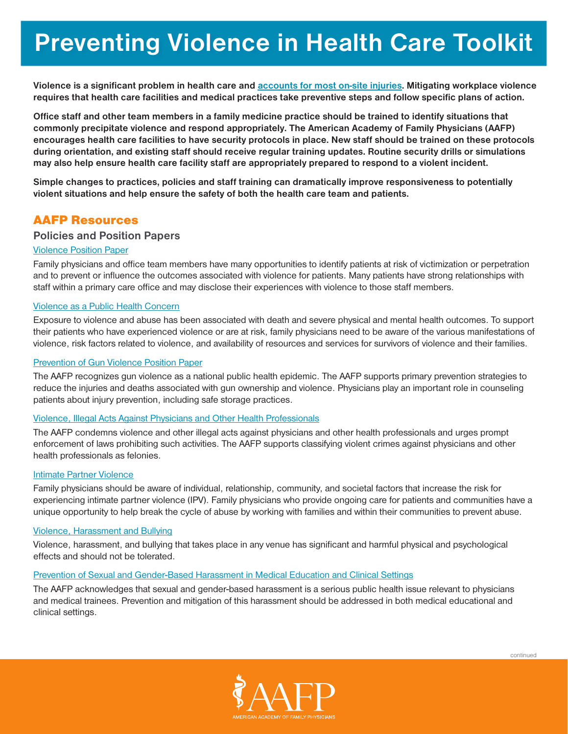# Preventing Violence in Health Care Toolkit

**Violence is a significant problem in health care and accounts for most on-site injuries. Mitigating workplace violence requires that health care facilities and medical practices take preventive steps and follow specific plans of action.**

**Office staff and other team members in a family medicine practice should be trained to identify situations that commonly precipitate violence and respond appropriately. The American Academy of Family Physicians (AAFP) encourages health care facilities to have security protocols in place. New staff should be trained on these protocols during orientation, and existing staff should receive regular training updates. Routine security drills or simulations may also help ensure health care facility staff are appropriately prepared to respond to a violent incident.**

**Simple changes to practices, policies and staff training can dramatically improve responsiveness to potentially violent situations and help ensure the safety of both the health care team and patients.**

## AAFP Resources

### Policies and Position Papers

#### Violence Position Paper

Family physicians and office team members have many opportunities to identify patients at risk of victimization or perpetration and to prevent or influence the outcomes associated with violence for patients. Many patients have strong relationships with staff within a primary care office and may disclose their experiences with violence to those staff members.

#### Violence as a Public Health Concern

Exposure to violence and abuse has been associated with death and severe physical and mental health outcomes. To support their patients who have experienced violence or are at risk, family physicians need to be aware of the various manifestations of violence, risk factors related to violence, and availability of resources and services for survivors of violence and their families.

#### Prevention of Gun Violence Position Paper

The AAFP recognizes gun violence as a national public health epidemic. The AAFP supports primary prevention strategies to reduce the injuries and deaths associated with gun ownership and violence. Physicians play an important role in counseling patients about injury prevention, including safe storage practices.

#### Violence, Illegal Acts Against Physicians and Other Health Professionals

The AAFP condemns violence and other illegal acts against physicians and other health professionals and urges prompt enforcement of laws prohibiting such activities. The AAFP supports classifying violent crimes against physicians and other health professionals as felonies.

#### Intimate Partner Violence

Family physicians should be aware of individual, relationship, community, and societal factors that increase the risk for experiencing intimate partner violence (IPV). Family physicians who provide ongoing care for patients and communities have a unique opportunity to help break the cycle of abuse by working with families and within their communities to prevent abuse.

#### Violence, Harassment and Bullying

Violence, harassment, and bullying that takes place in any venue has significant and harmful physical and psychological effects and should not be tolerated.

#### Prevention of Sexual and Gender-Based Harassment in Medical Education and Clinical Settings

The AAFP acknowledges that sexual and gender-based harassment is a serious public health issue relevant to physicians and medical trainees. Prevention and mitigation of this harassment should be addressed in both medical educational and clinical settings.

continued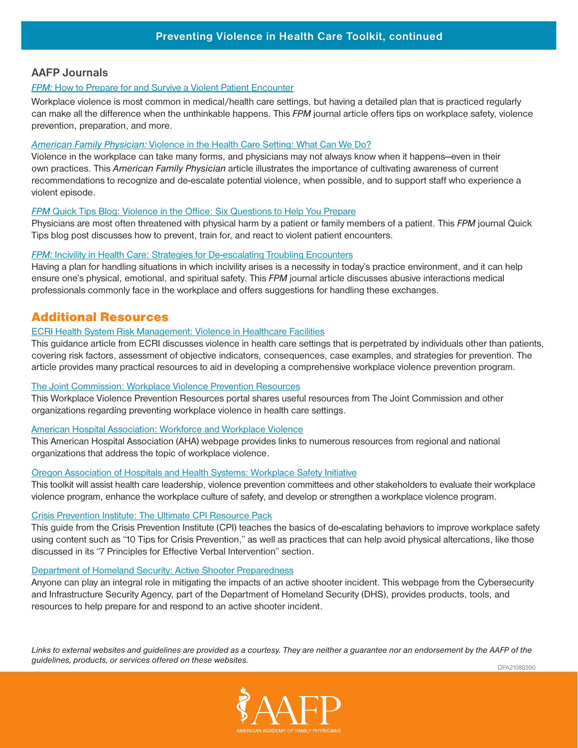## AAFP Journals

*FPM:* How to Prepare for and Survive a Violent Patient Encounter

Workplace violence is most common in medical/health care settings, but having a detailed plan that is practiced regularly can make all the difference when the unthinkable happens. This *FPM* journal article offers tips on workplace safety, violence prevention, preparation, and more.

*American Family Physician:* Violence in the Health Care Setting: What Can We Do?

Violence in the workplace can take many forms, and physicians may not always know when it happens—even in their own practices. This *American Family Physician* article illustrates the importance of cultivating awareness of current recommendations to recognize and de-escalate potential violence, when possible, and to support staff who experience a violent episode.

*FPM* Quick Tips Blog: Violence in the Office: Six Questions to Help You Prepare

Physicians are most often threatened with physical harm by a patient or family members of a patient. This *FPM* journal Quick Tips blog post discusses how to prevent, train for, and react to violent patient encounters.

*FPM:* Incivility in Health Care: Strategies for De-escalating Troubling Encounters

Having a plan for handling situations in which incivility arises is a necessity in today's practice environment, and it can help ensure one's physical, emotional, and spiritual safety. This *FPM* journal article discusses abusive interactions medical professionals commonly face in the workplace and offers suggestions for handling these exchanges.

## Additional Resources

ECRI Health System Risk Management: Violence in Healthcare Facilities

This guidance article from ECRI discusses violence in health care settings that is perpetrated by individuals other than patients, covering risk factors, assessment of objective indicators, consequences, case examples, and strategies for prevention. The article provides many practical resources to aid in developing a comprehensive workplace violence prevention program.

The Joint Commission: Workplace Violence Prevention Resources

This Workplace Violence Prevention Resources portal shares useful resources from The Joint Commission and other organizations regarding preventing workplace violence in health care settings.

American Hospital Association: Workforce and Workplace Violence

This American Hospital Association (AHA) webpage provides links to numerous resources from regional and national organizations that address the topic of workplace violence.

Oregon Association of Hospitals and Health Systems: Workplace Safety Initiative

This toolkit will assist health care leadership, violence prevention committees and other stakeholders to evaluate their workplace violence program, enhance the workplace culture of safety, and develop or strengthen a workplace violence program.

Crisis Prevention Institute: The Ultimate CPI Resource Pack

This guide from the Crisis Prevention Institute (CPI) teaches the basics of de-escalating behaviors to improve workplace safety using content such as "10 Tips for Crisis Prevention," as well as practices that can help avoid physical altercations, like those discussed in its "7 Principles for Effective Verbal Intervention" section.

Department of Homeland Security: Active Shooter Preparedness

Anyone can play an integral role in mitigating the impacts of an active shooter incident. This webpage from the Cybersecurity and Infrastructure Security Agency, part of the Department of Homeland Security (DHS), provides products, tools, and resources to help prepare for and respond to an active shooter incident.

*Links to external websites and guidelines are provided as a courtesy. They are neither a guarantee nor an endorsement by the AAFP of the guidelines, products, or services offered on these websites.*

DPA21080390